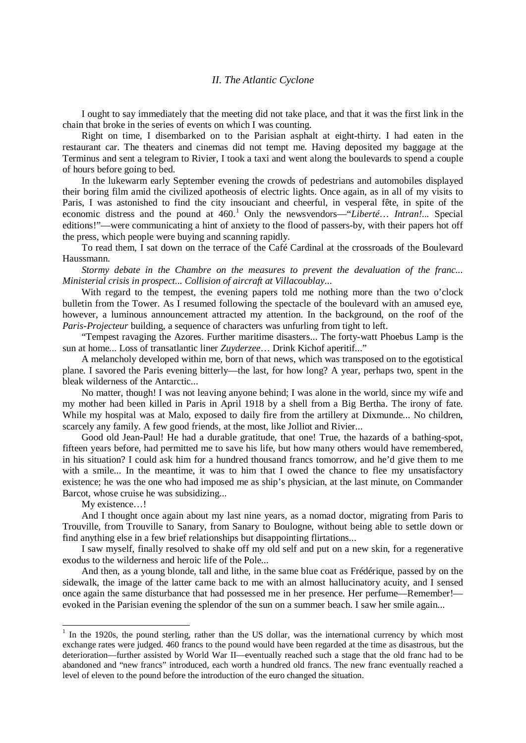## *II. The Atlantic Cyclone*

I ought to say immediately that the meeting did not take place, and that it was the first link in the chain that broke in the series of events on which I was counting.

Right on time, I disembarked on to the Parisian asphalt at eight-thirty. I had eaten in the restaurant car. The theaters and cinemas did not tempt me. Having deposited my baggage at the Terminus and sent a telegram to Rivier, I took a taxi and went along the boulevards to spend a couple of hours before going to bed.

In the lukewarm early September evening the crowds of pedestrians and automobiles displayed their boring film amid the civilized apotheosis of electric lights. Once again, as in all of my visits to Paris, I was astonished to find the city insouciant and cheerful, in vesperal fête, in spite of the economic distress and the pound at 460.[1] Only the newsvendors—"*Liberté*… *Intran!*... Special editions!"—were communicating a hint of anxiety to the flood of passers-by, with their papers hot off the press, which people were buying and scanning rapidly.

To read them, I sat down on the terrace of the Café Cardinal at the crossroads of the Boulevard Haussmann.

*Stormy debate in the Chambre on the measures to prevent the devaluation of the franc... Ministerial crisis in prospect... Collision of aircraft at Villacoublay...*

With regard to the tempest, the evening papers told me nothing more than the two o'clock bulletin from the Tower. As I resumed following the spectacle of the boulevard with an amused eye, however, a luminous announcement attracted my attention. In the background, on the roof of the *Paris-Projecteur* building, a sequence of characters was unfurling from tight to left.

"Tempest ravaging the Azores. Further maritime disasters... The forty-watt Phoebus Lamp is the sun at home... Loss of transatlantic liner *Zuyderzee*… Drink Kichof aperitif..."

A melancholy developed within me, born of that news, which was transposed on to the egotistical plane. I savored the Paris evening bitterly—the last, for how long? A year, perhaps two, spent in the bleak wilderness of the Antarctic...

No matter, though! I was not leaving anyone behind; I was alone in the world, since my wife and my mother had been killed in Paris in April 1918 by a shell from a Big Bertha. The irony of fate. While my hospital was at Malo, exposed to daily fire from the artillery at Dixmunde... No children, scarcely any family. A few good friends, at the most, like Jolliot and Rivier...

Good old Jean-Paul! He had a durable gratitude, that one! True, the hazards of a bathing-spot, fifteen years before, had permitted me to save his life, but how many others would have remembered, in his situation? I could ask him for a hundred thousand francs tomorrow, and he'd give them to me with a smile... In the meantime, it was to him that I owed the chance to flee my unsatisfactory existence; he was the one who had imposed me as ship's physician, at the last minute, on Commander Barcot, whose cruise he was subsidizing...

My existence…!

And I thought once again about my last nine years, as a nomad doctor, migrating from Paris to Trouville, from Trouville to Sanary, from Sanary to Boulogne, without being able to settle down or find anything else in a few brief relationships but disappointing flirtations...

I saw myself, finally resolved to shake off my old self and put on a new skin, for a regenerative exodus to the wilderness and heroic life of the Pole...

And then, as a young blonde, tall and lithe, in the same blue coat as Frédérique, passed by on the sidewalk, the image of the latter came back to me with an almost hallucinatory acuity, and I sensed once again the same disturbance that had possessed me in her presence. Her perfume—Remember!—evoked in the Parisian evening the splendor of the sun on a summer beach. I saw her smile again...

---

[1] In the 1920s, the pound sterling, rather than the US dollar, was the international currency by which most exchange rates were judged. 460 francs to the pound would have been regarded at the time as disastrous, but the deterioration—further assisted by World War II—eventually reached such a stage that the old franc had to be abandoned and "new francs" introduced, each worth a hundred old francs. The new franc eventually reached a level of eleven to the pound before the introduction of the euro changed the situation.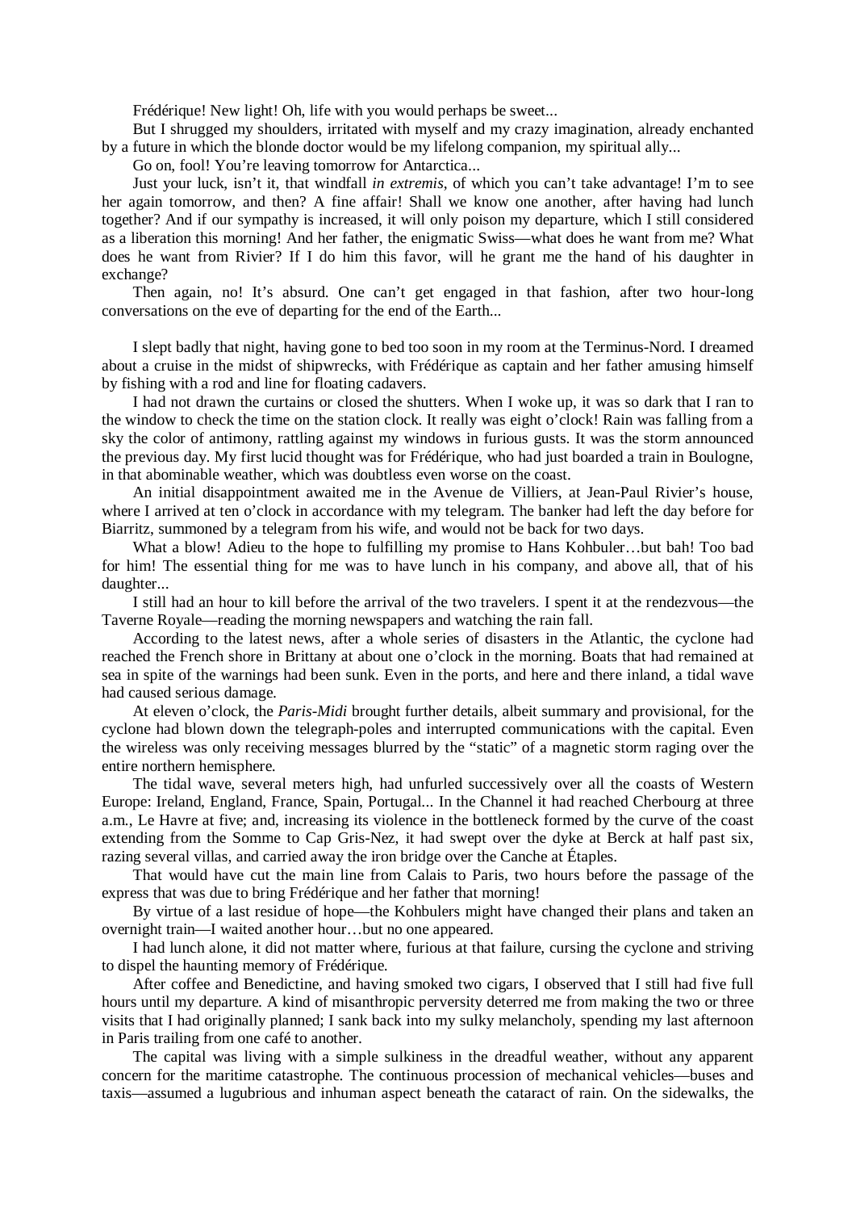Frédérique! New light! Oh, life with you would perhaps be sweet...

But I shrugged my shoulders, irritated with myself and my crazy imagination, already enchanted by a future in which the blonde doctor would be my lifelong companion, my spiritual ally...

Go on, fool! You're leaving tomorrow for Antarctica...

Just your luck, isn't it, that windfall *in extremis*, of which you can't take advantage! I'm to see her again tomorrow, and then? A fine affair! Shall we know one another, after having had lunch together? And if our sympathy is increased, it will only poison my departure, which I still considered as a liberation this morning! And her father, the enigmatic Swiss—what does he want from me? What does he want from Rivier? If I do him this favor, will he grant me the hand of his daughter in exchange?

Then again, no! It's absurd. One can't get engaged in that fashion, after two hour-long conversations on the eve of departing for the end of the Earth...

I slept badly that night, having gone to bed too soon in my room at the Terminus-Nord. I dreamed about a cruise in the midst of shipwrecks, with Frédérique as captain and her father amusing himself by fishing with a rod and line for floating cadavers.

I had not drawn the curtains or closed the shutters. When I woke up, it was so dark that I ran to the window to check the time on the station clock. It really was eight o'clock! Rain was falling from a sky the color of antimony, rattling against my windows in furious gusts. It was the storm announced the previous day. My first lucid thought was for Frédérique, who had just boarded a train in Boulogne, in that abominable weather, which was doubtless even worse on the coast.

An initial disappointment awaited me in the Avenue de Villiers, at Jean-Paul Rivier's house, where I arrived at ten o'clock in accordance with my telegram. The banker had left the day before for Biarritz, summoned by a telegram from his wife, and would not be back for two days.

What a blow! Adieu to the hope to fulfilling my promise to Hans Kohbuler…but bah! Too bad for him! The essential thing for me was to have lunch in his company, and above all, that of his daughter...

I still had an hour to kill before the arrival of the two travelers. I spent it at the rendezvous—the Taverne Royale—reading the morning newspapers and watching the rain fall.

According to the latest news, after a whole series of disasters in the Atlantic, the cyclone had reached the French shore in Brittany at about one o'clock in the morning. Boats that had remained at sea in spite of the warnings had been sunk. Even in the ports, and here and there inland, a tidal wave had caused serious damage.

At eleven o'clock, the *Paris-Midi* brought further details, albeit summary and provisional, for the cyclone had blown down the telegraph-poles and interrupted communications with the capital. Even the wireless was only receiving messages blurred by the "static" of a magnetic storm raging over the entire northern hemisphere.

The tidal wave, several meters high, had unfurled successively over all the coasts of Western Europe: Ireland, England, France, Spain, Portugal... In the Channel it had reached Cherbourg at three a.m., Le Havre at five; and, increasing its violence in the bottleneck formed by the curve of the coast extending from the Somme to Cap Gris-Nez, it had swept over the dyke at Berck at half past six, razing several villas, and carried away the iron bridge over the Canche at Étaples.

That would have cut the main line from Calais to Paris, two hours before the passage of the express that was due to bring Frédérique and her father that morning!

By virtue of a last residue of hope—the Kohbulers might have changed their plans and taken an overnight train—I waited another hour…but no one appeared.

I had lunch alone, it did not matter where, furious at that failure, cursing the cyclone and striving to dispel the haunting memory of Frédérique.

After coffee and Benedictine, and having smoked two cigars, I observed that I still had five full hours until my departure. A kind of misanthropic perversity deterred me from making the two or three visits that I had originally planned; I sank back into my sulky melancholy, spending my last afternoon in Paris trailing from one café to another.

The capital was living with a simple sulkiness in the dreadful weather, without any apparent concern for the maritime catastrophe. The continuous procession of mechanical vehicles—buses and taxis—assumed a lugubrious and inhuman aspect beneath the cataract of rain. On the sidewalks, the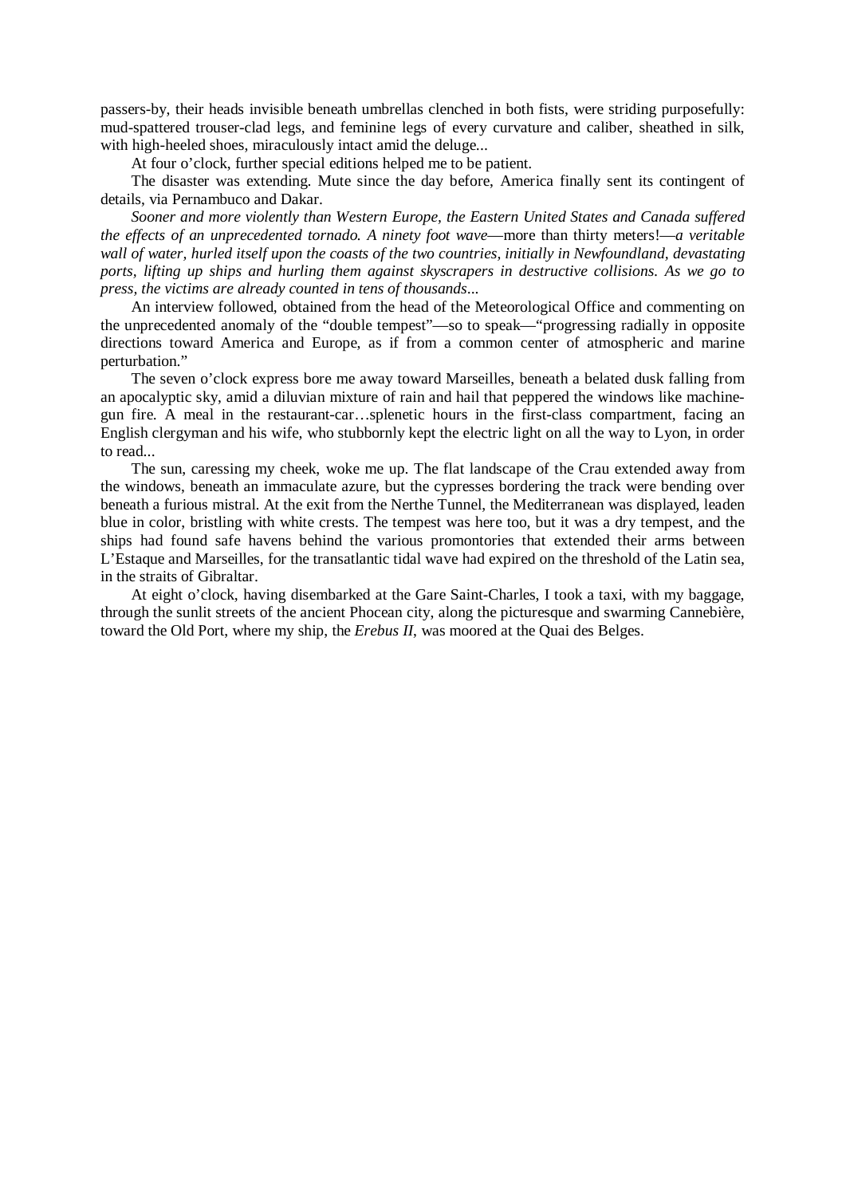passers-by, their heads invisible beneath umbrellas clenched in both fists, were striding purposefully: mud-spattered trouser-clad legs, and feminine legs of every curvature and caliber, sheathed in silk, with high-heeled shoes, miraculously intact amid the deluge...

At four o'clock, further special editions helped me to be patient.

The disaster was extending. Mute since the day before, America finally sent its contingent of details, via Pernambuco and Dakar.

*Sooner and more violently than Western Europe, the Eastern United States and Canada suffered the effects of an unprecedented tornado. A ninety foot wave*—more than thirty meters!—*a veritable wall of water, hurled itself upon the coasts of the two countries, initially in Newfoundland, devastating ports, lifting up ships and hurling them against skyscrapers in destructive collisions. As we go to press, the victims are already counted in tens of thousands*...

An interview followed, obtained from the head of the Meteorological Office and commenting on the unprecedented anomaly of the "double tempest"—so to speak—"progressing radially in opposite directions toward America and Europe, as if from a common center of atmospheric and marine perturbation."

The seven o'clock express bore me away toward Marseilles, beneath a belated dusk falling from an apocalyptic sky, amid a diluvian mixture of rain and hail that peppered the windows like machine-gun fire. A meal in the restaurant-car…splenetic hours in the first-class compartment, facing an English clergyman and his wife, who stubbornly kept the electric light on all the way to Lyon, in order to read...

The sun, caressing my cheek, woke me up. The flat landscape of the Crau extended away from the windows, beneath an immaculate azure, but the cypresses bordering the track were bending over beneath a furious mistral. At the exit from the Nerthe Tunnel, the Mediterranean was displayed, leaden blue in color, bristling with white crests. The tempest was here too, but it was a dry tempest, and the ships had found safe havens behind the various promontories that extended their arms between L'Estaque and Marseilles, for the transatlantic tidal wave had expired on the threshold of the Latin sea, in the straits of Gibraltar.

At eight o'clock, having disembarked at the Gare Saint-Charles, I took a taxi, with my baggage, through the sunlit streets of the ancient Phocean city, along the picturesque and swarming Cannebière, toward the Old Port, where my ship, the *Erebus II*, was moored at the Quai des Belges.